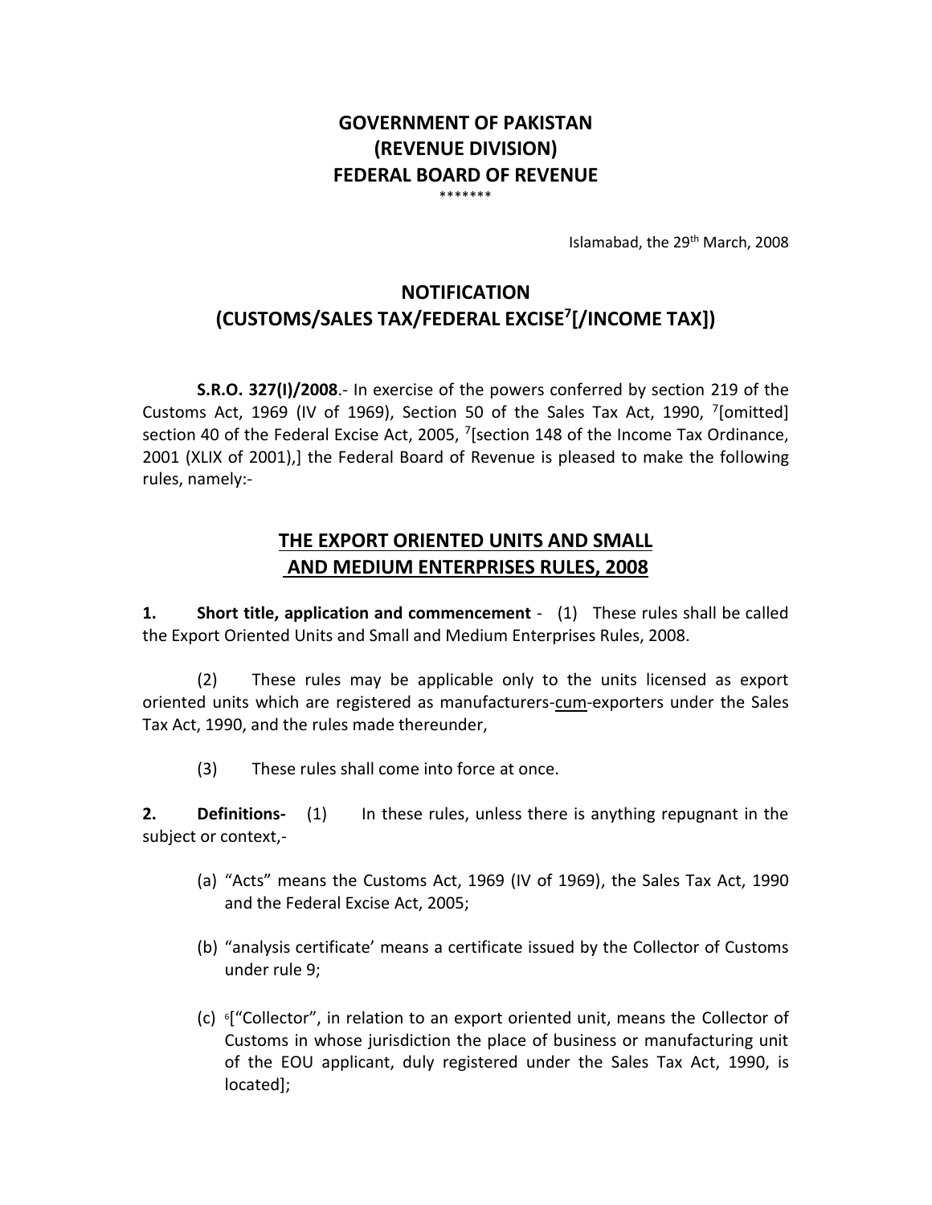**GOVERNMENT OF PAKISTAN**
**(REVENUE DIVISION)**
**FEDERAL BOARD OF REVENUE**

\*\*\*\*\*\*\*

Islamabad, the 29th March, 2008

## NOTIFICATION
## (CUSTOMS/SALES TAX/FEDERAL EXCISE[7][/INCOME TAX])

**S.R.O. 327(I)/2008**.- In exercise of the powers conferred by section 219 of the Customs Act, 1969 (IV of 1969), Section 50 of the Sales Tax Act, 1990, [7][omitted] section 40 of the Federal Excise Act, 2005, [7][section 148 of the Income Tax Ordinance, 2001 (XLIX of 2001),] the Federal Board of Revenue is pleased to make the following rules, namely:-

## THE EXPORT ORIENTED UNITS AND SMALL AND MEDIUM ENTERPRISES RULES, 2008

**1. Short title, application and commencement** - (1) These rules shall be called the Export Oriented Units and Small and Medium Enterprises Rules, 2008.

(2) These rules may be applicable only to the units licensed as export oriented units which are registered as manufacturers-cum-exporters under the Sales Tax Act, 1990, and the rules made thereunder,

(3) These rules shall come into force at once.

**2. Definitions-** (1) In these rules, unless there is anything repugnant in the subject or context,-

(a) "Acts" means the Customs Act, 1969 (IV of 1969), the Sales Tax Act, 1990 and the Federal Excise Act, 2005;

(b) "analysis certificate' means a certificate issued by the Collector of Customs under rule 9;

(c) [6]["Collector", in relation to an export oriented unit, means the Collector of Customs in whose jurisdiction the place of business or manufacturing unit of the EOU applicant, duly registered under the Sales Tax Act, 1990, is located];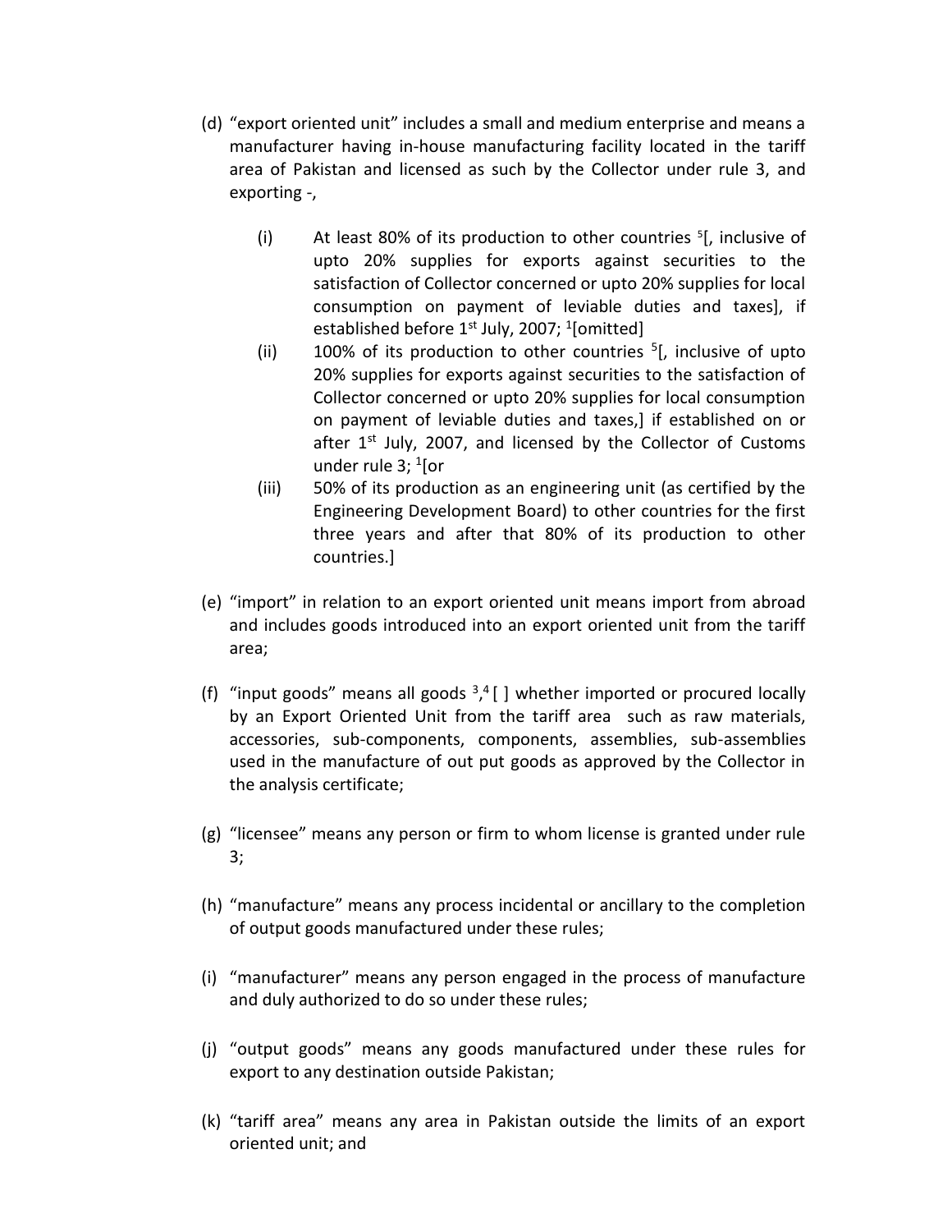(d) "export oriented unit" includes a small and medium enterprise and means a manufacturer having in-house manufacturing facility located in the tariff area of Pakistan and licensed as such by the Collector under rule 3, and exporting -,

   (i) At least 80% of its production to other countries [5][, inclusive of upto 20% supplies for exports against securities to the satisfaction of Collector concerned or upto 20% supplies for local consumption on payment of leviable duties and taxes], if established before 1st July, 2007; [1][omitted]

   (ii) 100% of its production to other countries [5][, inclusive of upto 20% supplies for exports against securities to the satisfaction of Collector concerned or upto 20% supplies for local consumption on payment of leviable duties and taxes,] if established on or after 1st July, 2007, and licensed by the Collector of Customs under rule 3; [1][or

   (iii) 50% of its production as an engineering unit (as certified by the Engineering Development Board) to other countries for the first three years and after that 80% of its production to other countries.]

(e) "import" in relation to an export oriented unit means import from abroad and includes goods introduced into an export oriented unit from the tariff area;

(f) "input goods" means all goods [3,4] [ ] whether imported or procured locally by an Export Oriented Unit from the tariff area such as raw materials, accessories, sub-components, components, assemblies, sub-assemblies used in the manufacture of out put goods as approved by the Collector in the analysis certificate;

(g) "licensee" means any person or firm to whom license is granted under rule 3;

(h) "manufacture" means any process incidental or ancillary to the completion of output goods manufactured under these rules;

(i) "manufacturer" means any person engaged in the process of manufacture and duly authorized to do so under these rules;

(j) "output goods" means any goods manufactured under these rules for export to any destination outside Pakistan;

(k) "tariff area" means any area in Pakistan outside the limits of an export oriented unit; and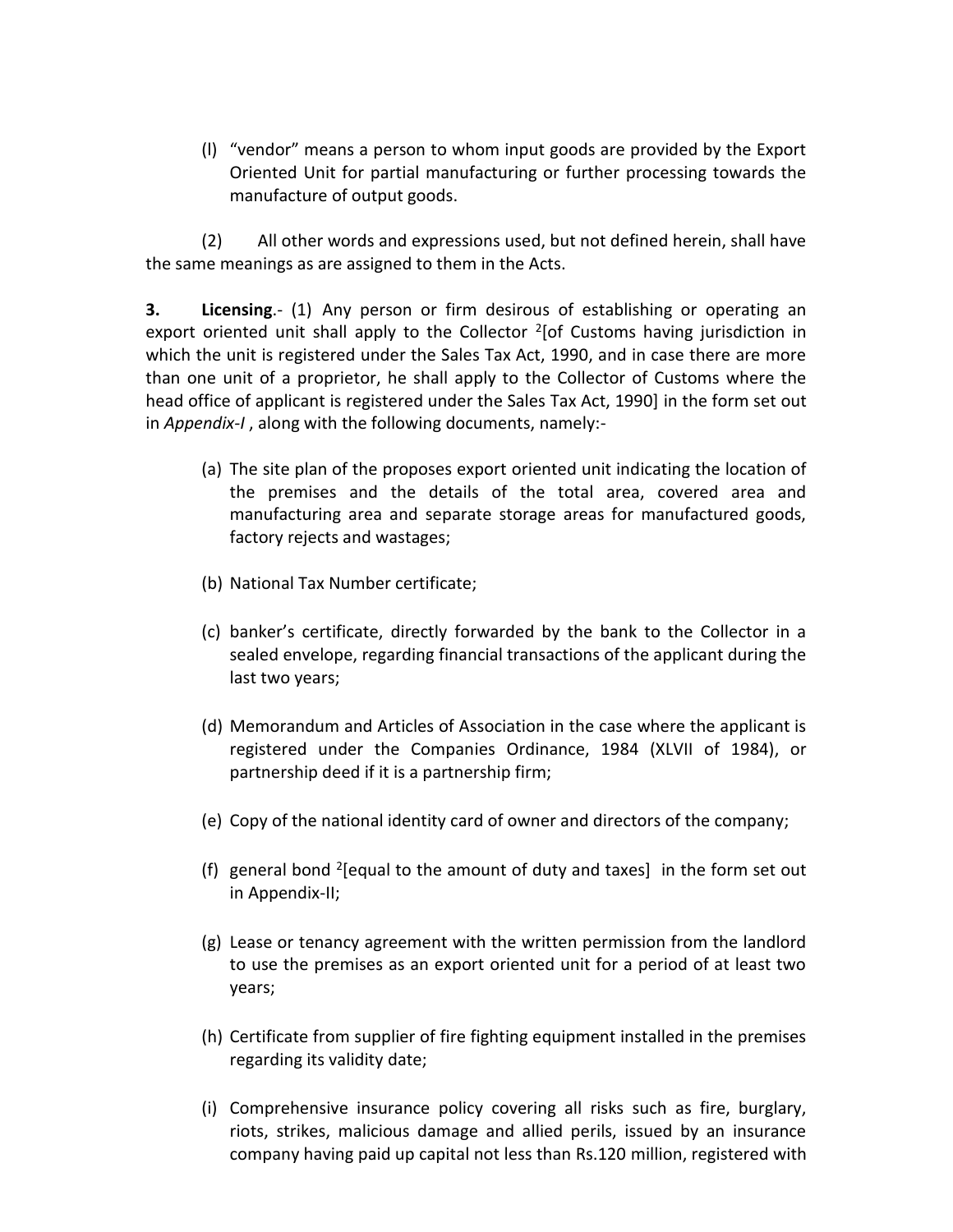(l) "vendor" means a person to whom input goods are provided by the Export Oriented Unit for partial manufacturing or further processing towards the manufacture of output goods.

(2) All other words and expressions used, but not defined herein, shall have the same meanings as are assigned to them in the Acts.

**3. Licensing**.- (1) Any person or firm desirous of establishing or operating an export oriented unit shall apply to the Collector [2][of Customs having jurisdiction in which the unit is registered under the Sales Tax Act, 1990, and in case there are more than one unit of a proprietor, he shall apply to the Collector of Customs where the head office of applicant is registered under the Sales Tax Act, 1990] in the form set out in *Appendix-I* , along with the following documents, namely:-

(a) The site plan of the proposes export oriented unit indicating the location of the premises and the details of the total area, covered area and manufacturing area and separate storage areas for manufactured goods, factory rejects and wastages;

(b) National Tax Number certificate;

(c) banker's certificate, directly forwarded by the bank to the Collector in a sealed envelope, regarding financial transactions of the applicant during the last two years;

(d) Memorandum and Articles of Association in the case where the applicant is registered under the Companies Ordinance, 1984 (XLVII of 1984), or partnership deed if it is a partnership firm;

(e) Copy of the national identity card of owner and directors of the company;

(f) general bond [2][equal to the amount of duty and taxes] in the form set out in Appendix-II;

(g) Lease or tenancy agreement with the written permission from the landlord to use the premises as an export oriented unit for a period of at least two years;

(h) Certificate from supplier of fire fighting equipment installed in the premises regarding its validity date;

(i) Comprehensive insurance policy covering all risks such as fire, burglary, riots, strikes, malicious damage and allied perils, issued by an insurance company having paid up capital not less than Rs.120 million, registered with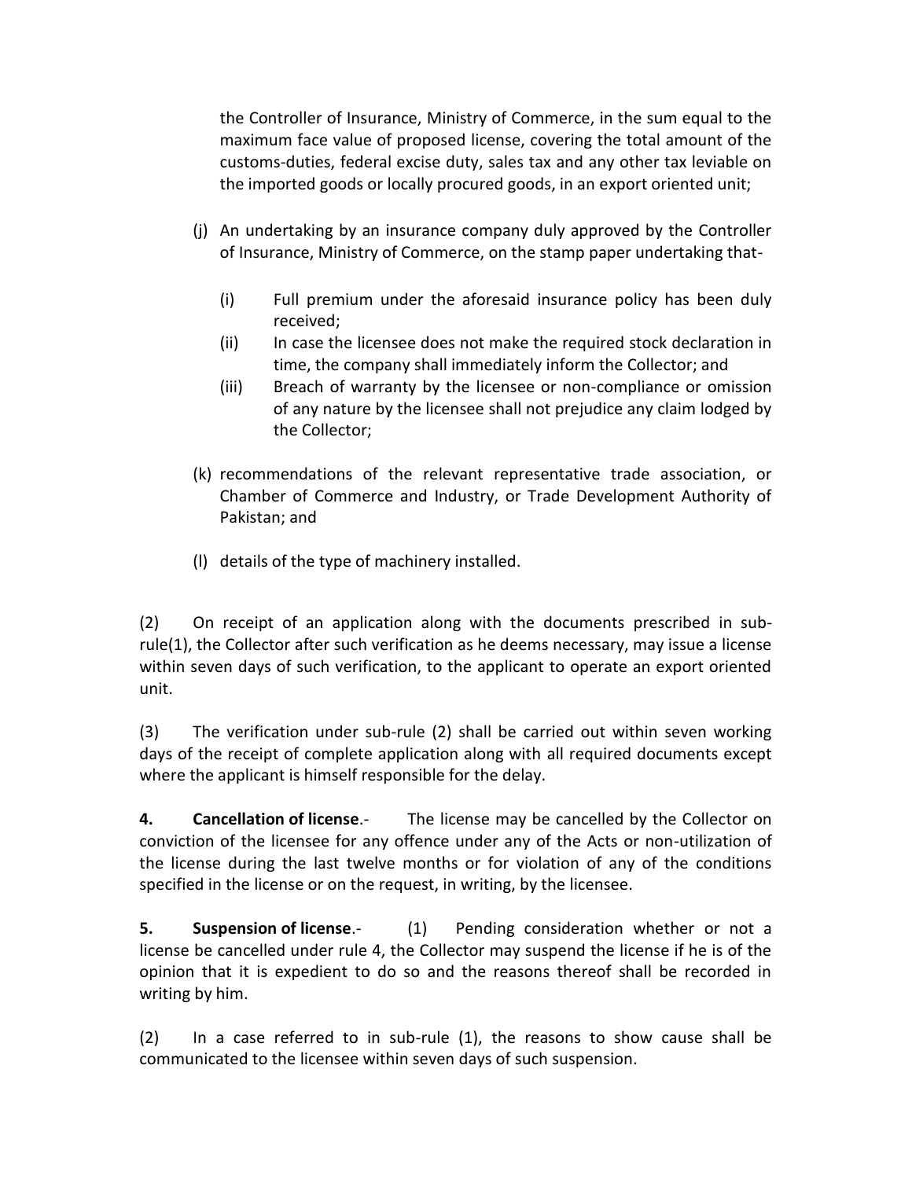the Controller of Insurance, Ministry of Commerce, in the sum equal to the maximum face value of proposed license, covering the total amount of the customs-duties, federal excise duty, sales tax and any other tax leviable on the imported goods or locally procured goods, in an export oriented unit;

(j) An undertaking by an insurance company duly approved by the Controller of Insurance, Ministry of Commerce, on the stamp paper undertaking that-

  (i) Full premium under the aforesaid insurance policy has been duly received;
  (ii) In case the licensee does not make the required stock declaration in time, the company shall immediately inform the Collector; and
  (iii) Breach of warranty by the licensee or non-compliance or omission of any nature by the licensee shall not prejudice any claim lodged by the Collector;

(k) recommendations of the relevant representative trade association, or Chamber of Commerce and Industry, or Trade Development Authority of Pakistan; and

(l) details of the type of machinery installed.

(2) On receipt of an application along with the documents prescribed in sub-rule(1), the Collector after such verification as he deems necessary, may issue a license within seven days of such verification, to the applicant to operate an export oriented unit.

(3) The verification under sub-rule (2) shall be carried out within seven working days of the receipt of complete application along with all required documents except where the applicant is himself responsible for the delay.

**4. Cancellation of license**.- The license may be cancelled by the Collector on conviction of the licensee for any offence under any of the Acts or non-utilization of the license during the last twelve months or for violation of any of the conditions specified in the license or on the request, in writing, by the licensee.

**5. Suspension of license**.- (1) Pending consideration whether or not a license be cancelled under rule 4, the Collector may suspend the license if he is of the opinion that it is expedient to do so and the reasons thereof shall be recorded in writing by him.

(2) In a case referred to in sub-rule (1), the reasons to show cause shall be communicated to the licensee within seven days of such suspension.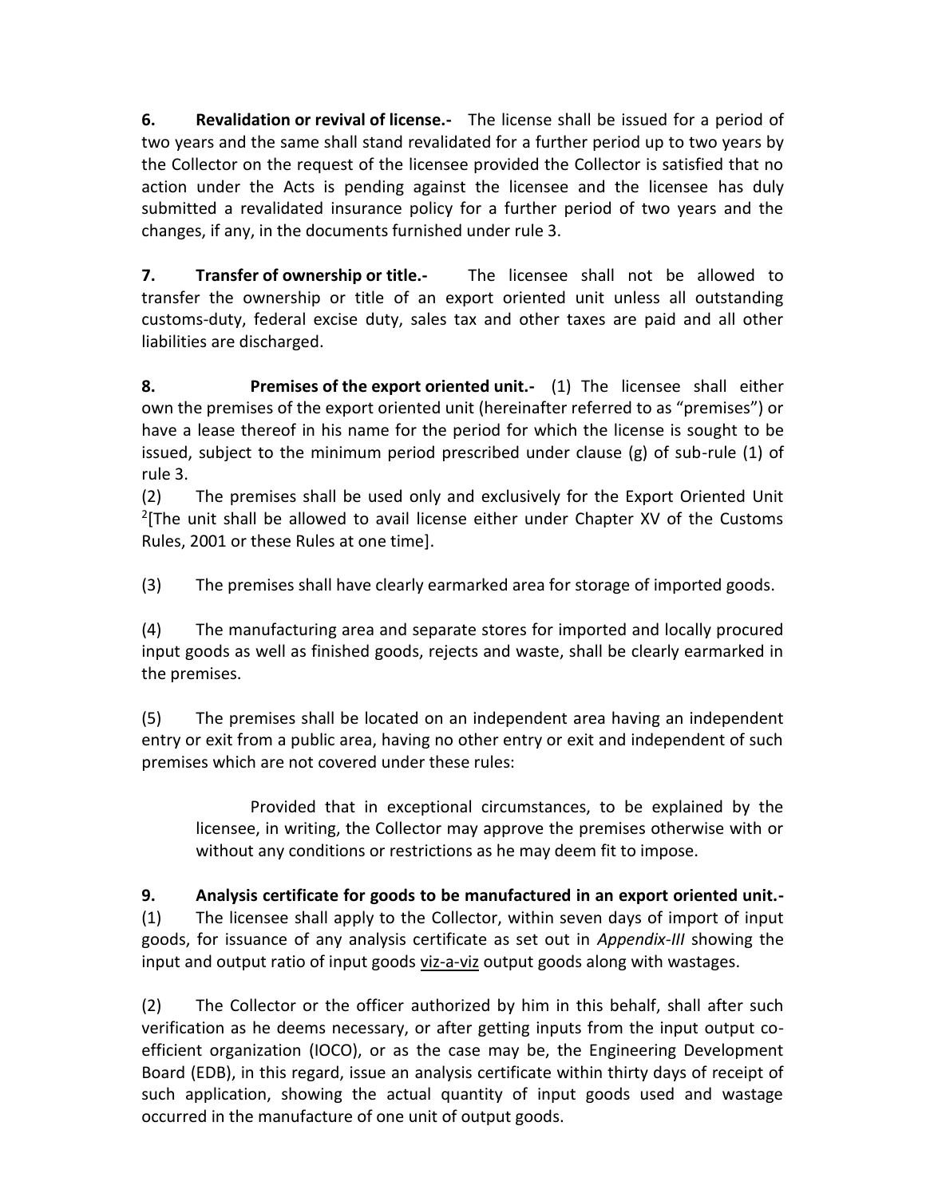**6. Revalidation or revival of license.-** The license shall be issued for a period of two years and the same shall stand revalidated for a further period up to two years by the Collector on the request of the licensee provided the Collector is satisfied that no action under the Acts is pending against the licensee and the licensee has duly submitted a revalidated insurance policy for a further period of two years and the changes, if any, in the documents furnished under rule 3.

**7. Transfer of ownership or title.-** The licensee shall not be allowed to transfer the ownership or title of an export oriented unit unless all outstanding customs-duty, federal excise duty, sales tax and other taxes are paid and all other liabilities are discharged.

**8. Premises of the export oriented unit.-** (1) The licensee shall either own the premises of the export oriented unit (hereinafter referred to as "premises") or have a lease thereof in his name for the period for which the license is sought to be issued, subject to the minimum period prescribed under clause (g) of sub-rule (1) of rule 3.

(2) The premises shall be used only and exclusively for the Export Oriented Unit [2][The unit shall be allowed to avail license either under Chapter XV of the Customs Rules, 2001 or these Rules at one time].

(3) The premises shall have clearly earmarked area for storage of imported goods.

(4) The manufacturing area and separate stores for imported and locally procured input goods as well as finished goods, rejects and waste, shall be clearly earmarked in the premises.

(5) The premises shall be located on an independent area having an independent entry or exit from a public area, having no other entry or exit and independent of such premises which are not covered under these rules:

> Provided that in exceptional circumstances, to be explained by the licensee, in writing, the Collector may approve the premises otherwise with or without any conditions or restrictions as he may deem fit to impose.

**9. Analysis certificate for goods to be manufactured in an export oriented unit.-**
(1) The licensee shall apply to the Collector, within seven days of import of input goods, for issuance of any analysis certificate as set out in *Appendix-III* showing the input and output ratio of input goods viz-a-viz output goods along with wastages.

(2) The Collector or the officer authorized by him in this behalf, shall after such verification as he deems necessary, or after getting inputs from the input output co-efficient organization (IOCO), or as the case may be, the Engineering Development Board (EDB), in this regard, issue an analysis certificate within thirty days of receipt of such application, showing the actual quantity of input goods used and wastage occurred in the manufacture of one unit of output goods.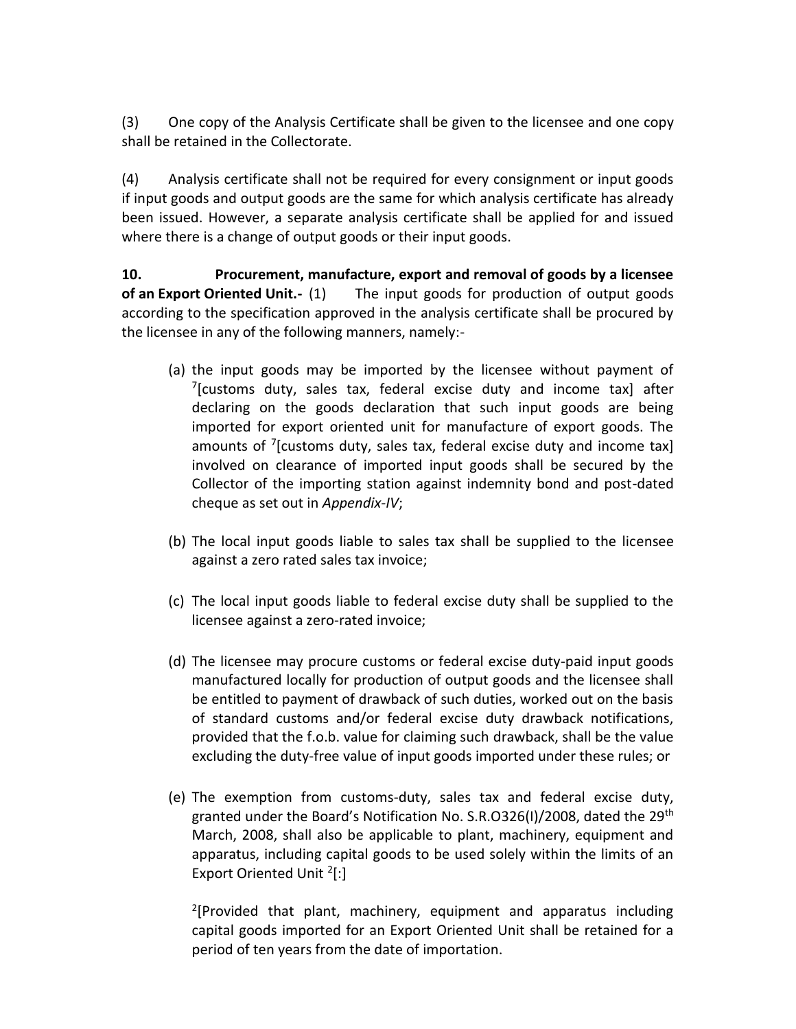(3) One copy of the Analysis Certificate shall be given to the licensee and one copy shall be retained in the Collectorate.

(4) Analysis certificate shall not be required for every consignment or input goods if input goods and output goods are the same for which analysis certificate has already been issued. However, a separate analysis certificate shall be applied for and issued where there is a change of output goods or their input goods.

**10. Procurement, manufacture, export and removal of goods by a licensee of an Export Oriented Unit.-** (1) The input goods for production of output goods according to the specification approved in the analysis certificate shall be procured by the licensee in any of the following manners, namely:-

(a) the input goods may be imported by the licensee without payment of [7][customs duty, sales tax, federal excise duty and income tax] after declaring on the goods declaration that such input goods are being imported for export oriented unit for manufacture of export goods. The amounts of [7][customs duty, sales tax, federal excise duty and income tax] involved on clearance of imported input goods shall be secured by the Collector of the importing station against indemnity bond and post-dated cheque as set out in *Appendix-IV*;

(b) The local input goods liable to sales tax shall be supplied to the licensee against a zero rated sales tax invoice;

(c) The local input goods liable to federal excise duty shall be supplied to the licensee against a zero-rated invoice;

(d) The licensee may procure customs or federal excise duty-paid input goods manufactured locally for production of output goods and the licensee shall be entitled to payment of drawback of such duties, worked out on the basis of standard customs and/or federal excise duty drawback notifications, provided that the f.o.b. value for claiming such drawback, shall be the value excluding the duty-free value of input goods imported under these rules; or

(e) The exemption from customs-duty, sales tax and federal excise duty, granted under the Board's Notification No. S.R.O326(I)/2008, dated the 29th March, 2008, shall also be applicable to plant, machinery, equipment and apparatus, including capital goods to be used solely within the limits of an Export Oriented Unit [2][:]

[2][Provided that plant, machinery, equipment and apparatus including capital goods imported for an Export Oriented Unit shall be retained for a period of ten years from the date of importation.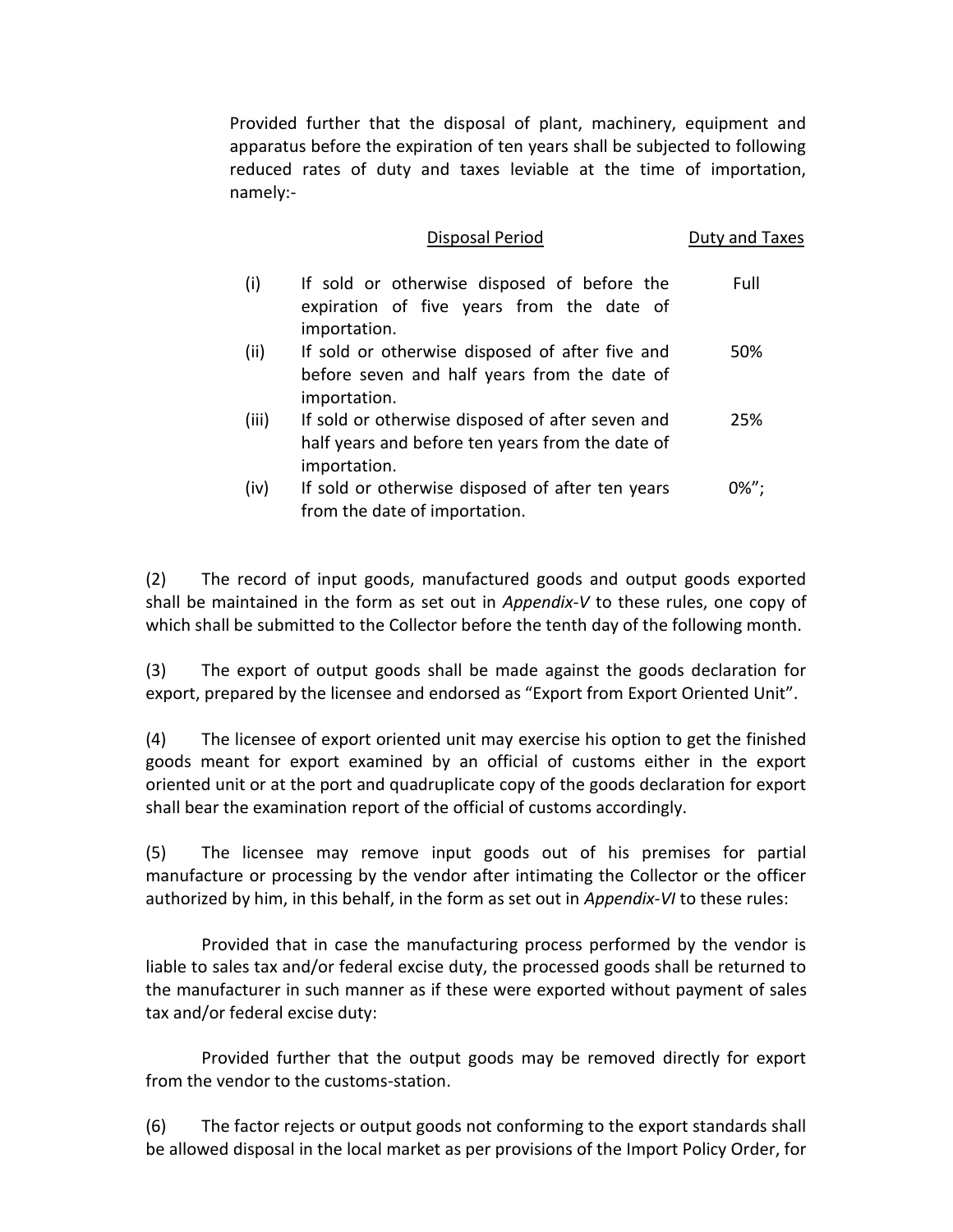Provided further that the disposal of plant, machinery, equipment and apparatus before the expiration of ten years shall be subjected to following reduced rates of duty and taxes leviable at the time of importation, namely:-

| | Disposal Period | Duty and Taxes |
|---|---|---|
| (i) | If sold or otherwise disposed of before the expiration of five years from the date of importation. | Full |
| (ii) | If sold or otherwise disposed of after five and before seven and half years from the date of importation. | 50% |
| (iii) | If sold or otherwise disposed of after seven and half years and before ten years from the date of importation. | 25% |
| (iv) | If sold or otherwise disposed of after ten years from the date of importation. | 0%"; |

(2) The record of input goods, manufactured goods and output goods exported shall be maintained in the form as set out in *Appendix-V* to these rules, one copy of which shall be submitted to the Collector before the tenth day of the following month.

(3) The export of output goods shall be made against the goods declaration for export, prepared by the licensee and endorsed as "Export from Export Oriented Unit".

(4) The licensee of export oriented unit may exercise his option to get the finished goods meant for export examined by an official of customs either in the export oriented unit or at the port and quadruplicate copy of the goods declaration for export shall bear the examination report of the official of customs accordingly.

(5) The licensee may remove input goods out of his premises for partial manufacture or processing by the vendor after intimating the Collector or the officer authorized by him, in this behalf, in the form as set out in *Appendix-VI* to these rules:

Provided that in case the manufacturing process performed by the vendor is liable to sales tax and/or federal excise duty, the processed goods shall be returned to the manufacturer in such manner as if these were exported without payment of sales tax and/or federal excise duty:

Provided further that the output goods may be removed directly for export from the vendor to the customs-station.

(6) The factor rejects or output goods not conforming to the export standards shall be allowed disposal in the local market as per provisions of the Import Policy Order, for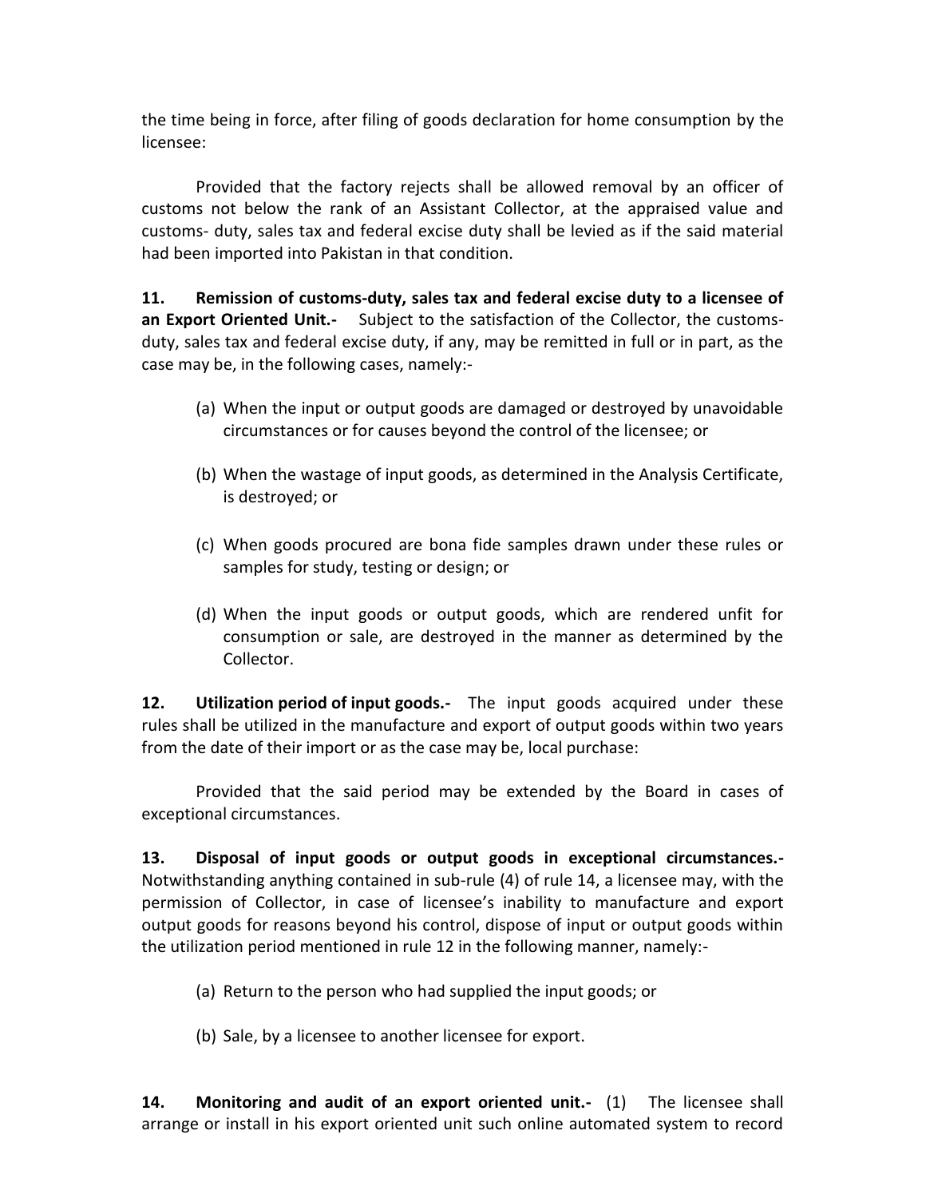the time being in force, after filing of goods declaration for home consumption by the licensee:

Provided that the factory rejects shall be allowed removal by an officer of customs not below the rank of an Assistant Collector, at the appraised value and customs- duty, sales tax and federal excise duty shall be levied as if the said material had been imported into Pakistan in that condition.

**11. Remission of customs-duty, sales tax and federal excise duty to a licensee of an Export Oriented Unit.-** Subject to the satisfaction of the Collector, the customs-duty, sales tax and federal excise duty, if any, may be remitted in full or in part, as the case may be, in the following cases, namely:-

(a) When the input or output goods are damaged or destroyed by unavoidable circumstances or for causes beyond the control of the licensee; or

(b) When the wastage of input goods, as determined in the Analysis Certificate, is destroyed; or

(c) When goods procured are bona fide samples drawn under these rules or samples for study, testing or design; or

(d) When the input goods or output goods, which are rendered unfit for consumption or sale, are destroyed in the manner as determined by the Collector.

**12. Utilization period of input goods.-** The input goods acquired under these rules shall be utilized in the manufacture and export of output goods within two years from the date of their import or as the case may be, local purchase:

Provided that the said period may be extended by the Board in cases of exceptional circumstances.

**13. Disposal of input goods or output goods in exceptional circumstances.-** Notwithstanding anything contained in sub-rule (4) of rule 14, a licensee may, with the permission of Collector, in case of licensee's inability to manufacture and export output goods for reasons beyond his control, dispose of input or output goods within the utilization period mentioned in rule 12 in the following manner, namely:-

(a) Return to the person who had supplied the input goods; or

(b) Sale, by a licensee to another licensee for export.

**14. Monitoring and audit of an export oriented unit.-** (1) The licensee shall arrange or install in his export oriented unit such online automated system to record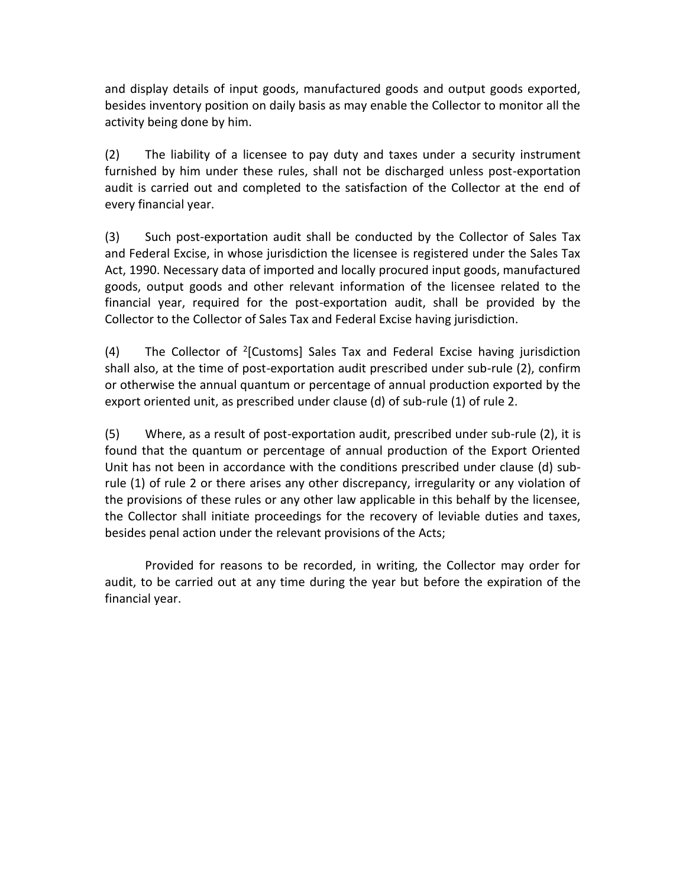and display details of input goods, manufactured goods and output goods exported, besides inventory position on daily basis as may enable the Collector to monitor all the activity being done by him.

(2) The liability of a licensee to pay duty and taxes under a security instrument furnished by him under these rules, shall not be discharged unless post-exportation audit is carried out and completed to the satisfaction of the Collector at the end of every financial year.

(3) Such post-exportation audit shall be conducted by the Collector of Sales Tax and Federal Excise, in whose jurisdiction the licensee is registered under the Sales Tax Act, 1990. Necessary data of imported and locally procured input goods, manufactured goods, output goods and other relevant information of the licensee related to the financial year, required for the post-exportation audit, shall be provided by the Collector to the Collector of Sales Tax and Federal Excise having jurisdiction.

(4) The Collector of [2][Customs] Sales Tax and Federal Excise having jurisdiction shall also, at the time of post-exportation audit prescribed under sub-rule (2), confirm or otherwise the annual quantum or percentage of annual production exported by the export oriented unit, as prescribed under clause (d) of sub-rule (1) of rule 2.

(5) Where, as a result of post-exportation audit, prescribed under sub-rule (2), it is found that the quantum or percentage of annual production of the Export Oriented Unit has not been in accordance with the conditions prescribed under clause (d) sub-rule (1) of rule 2 or there arises any other discrepancy, irregularity or any violation of the provisions of these rules or any other law applicable in this behalf by the licensee, the Collector shall initiate proceedings for the recovery of leviable duties and taxes, besides penal action under the relevant provisions of the Acts;

Provided for reasons to be recorded, in writing, the Collector may order for audit, to be carried out at any time during the year but before the expiration of the financial year.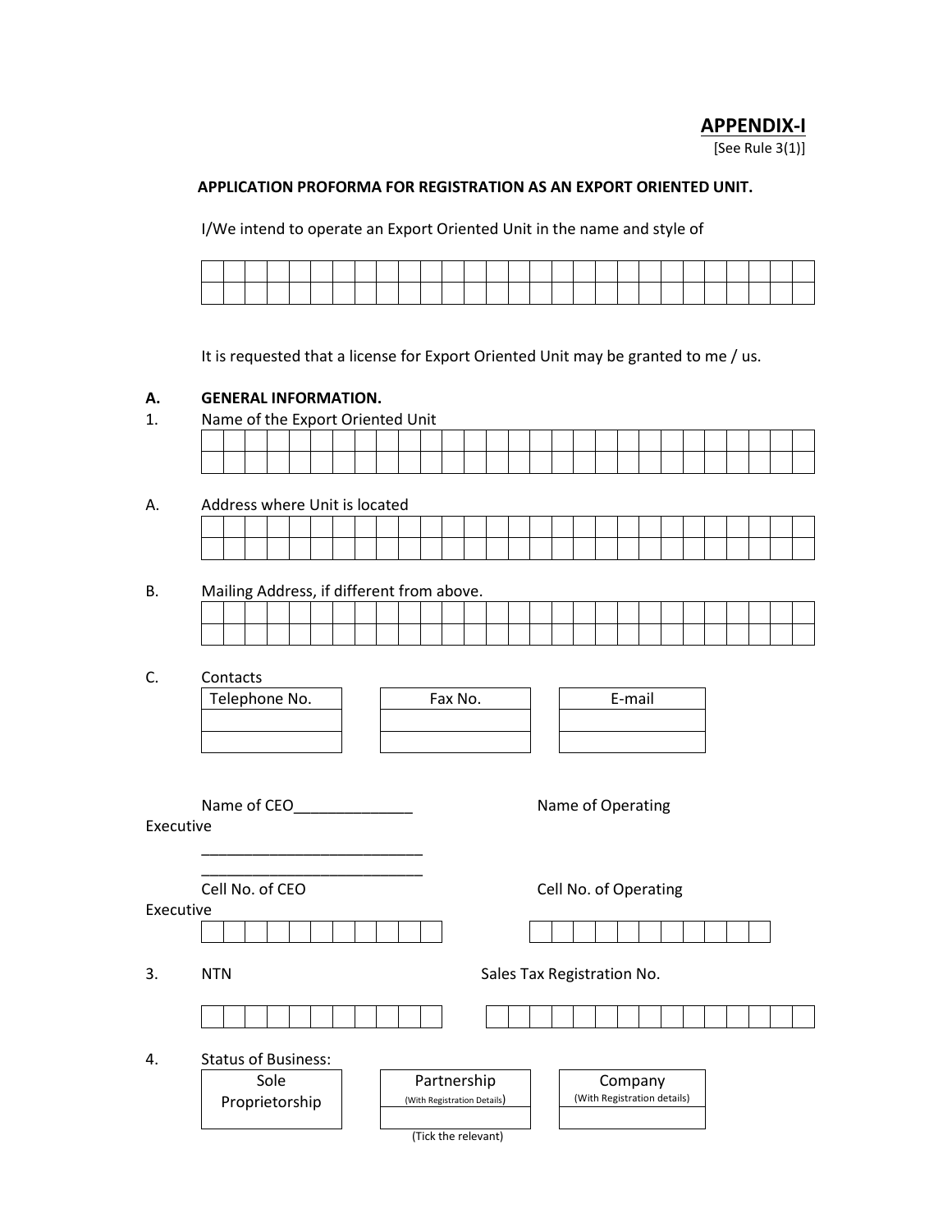# APPENDIX-I

[See Rule 3(1)]

**APPLICATION PROFORMA FOR REGISTRATION AS AN EXPORT ORIENTED UNIT.**

I/We intend to operate an Export Oriented Unit in the name and style of

| | | | | | | | | | | | | | | | | | | | | | | | | | | | |
|---|---|---|---|---|---|---|---|---|---|---|---|---|---|---|---|---|---|---|---|---|---|---|---|---|---|---|---|
| | | | | | | | | | | | | | | | | | | | | | | | | | | | |

It is requested that a license for Export Oriented Unit may be granted to me / us.

**A. GENERAL INFORMATION.**

1. Name of the Export Oriented Unit

| | | | | | | | | | | | | | | | | | | | | | | | | | | | |
|---|---|---|---|---|---|---|---|---|---|---|---|---|---|---|---|---|---|---|---|---|---|---|---|---|---|---|---|
| | | | | | | | | | | | | | | | | | | | | | | | | | | | |

A. Address where Unit is located

| | | | | | | | | | | | | | | | | | | | | | | | | | | | |
|---|---|---|---|---|---|---|---|---|---|---|---|---|---|---|---|---|---|---|---|---|---|---|---|---|---|---|---|
| | | | | | | | | | | | | | | | | | | | | | | | | | | | |

B. Mailing Address, if different from above.

| | | | | | | | | | | | | | | | | | | | | | | | | | | | |
|---|---|---|---|---|---|---|---|---|---|---|---|---|---|---|---|---|---|---|---|---|---|---|---|---|---|---|---|
| | | | | | | | | | | | | | | | | | | | | | | | | | | | |

C. Contacts

| Telephone No. | Fax No. | E-mail |
|---|---|---|
| | | |
| | | |

Name of CEO______________ Name of Operating Executive ___________________________ ___________________________

Cell No. of CEO Cell No. of Operating Executive

| | | | | | | | | | | |
|---|---|---|---|---|---|---|---|---|---|---|

| | | | | | | | | | | |
|---|---|---|---|---|---|---|---|---|---|---|

3. NTN

| | | | | | | | | | | |
|---|---|---|---|---|---|---|---|---|---|---|

Sales Tax Registration No.

| | | | | | | | | | | | | | | |
|---|---|---|---|---|---|---|---|---|---|---|---|---|---|---|

4. Status of Business:

| Sole Proprietorship | Partnership (With Registration Details) | Company (With Registration details) |
|---|---|---|
| | | |

(Tick the relevant)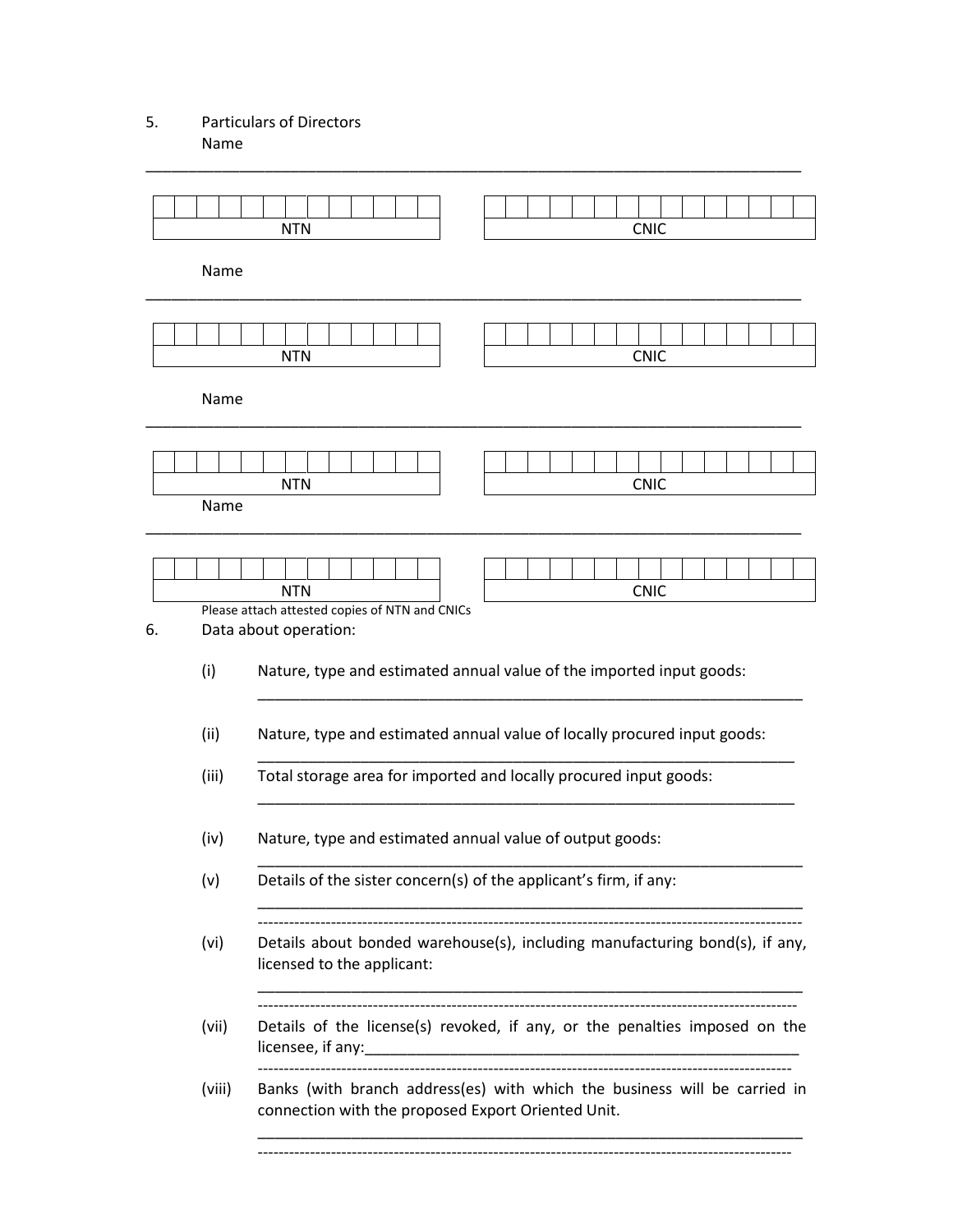5. Particulars of Directors

Name

\_\_\_\_\_\_\_\_\_\_\_\_\_\_\_\_\_\_\_\_\_\_\_\_\_\_\_\_\_\_\_\_\_\_\_\_\_\_\_\_\_\_\_\_\_\_\_\_\_\_\_\_\_\_\_\_\_\_\_\_\_\_\_\_\_\_\_\_\_\_\_\_\_\_\_\_

| NTN | CNIC |
|---|---|
| | |

Name

\_\_\_\_\_\_\_\_\_\_\_\_\_\_\_\_\_\_\_\_\_\_\_\_\_\_\_\_\_\_\_\_\_\_\_\_\_\_\_\_\_\_\_\_\_\_\_\_\_\_\_\_\_\_\_\_\_\_\_\_\_\_\_\_\_\_\_\_\_\_\_\_\_\_\_\_

| NTN | CNIC |
|---|---|
| | |

Name

\_\_\_\_\_\_\_\_\_\_\_\_\_\_\_\_\_\_\_\_\_\_\_\_\_\_\_\_\_\_\_\_\_\_\_\_\_\_\_\_\_\_\_\_\_\_\_\_\_\_\_\_\_\_\_\_\_\_\_\_\_\_\_\_\_\_\_\_\_\_\_\_\_\_\_\_

| NTN | CNIC |
|---|---|
| | |

Name

\_\_\_\_\_\_\_\_\_\_\_\_\_\_\_\_\_\_\_\_\_\_\_\_\_\_\_\_\_\_\_\_\_\_\_\_\_\_\_\_\_\_\_\_\_\_\_\_\_\_\_\_\_\_\_\_\_\_\_\_\_\_\_\_\_\_\_\_\_\_\_\_\_\_\_\_

| NTN | CNIC |
|---|---|
| | |

Please attach attested copies of NTN and CNICs

6. Data about operation:

(i) Nature, type and estimated annual value of the imported input goods:
\_\_\_\_\_\_\_\_\_\_\_\_\_\_\_\_\_\_\_\_\_\_\_\_\_\_\_\_\_\_\_\_\_\_\_\_\_\_\_\_\_\_\_\_\_\_\_\_\_\_\_\_\_\_\_\_\_\_\_\_\_\_\_\_

(ii) Nature, type and estimated annual value of locally procured input goods:
\_\_\_\_\_\_\_\_\_\_\_\_\_\_\_\_\_\_\_\_\_\_\_\_\_\_\_\_\_\_\_\_\_\_\_\_\_\_\_\_\_\_\_\_\_\_\_\_\_\_\_\_\_\_\_\_\_\_\_\_\_\_\_\_

(iii) Total storage area for imported and locally procured input goods:
\_\_\_\_\_\_\_\_\_\_\_\_\_\_\_\_\_\_\_\_\_\_\_\_\_\_\_\_\_\_\_\_\_\_\_\_\_\_\_\_\_\_\_\_\_\_\_\_\_\_\_\_\_\_\_\_\_\_\_\_\_\_\_\_

(iv) Nature, type and estimated annual value of output goods:
\_\_\_\_\_\_\_\_\_\_\_\_\_\_\_\_\_\_\_\_\_\_\_\_\_\_\_\_\_\_\_\_\_\_\_\_\_\_\_\_\_\_\_\_\_\_\_\_\_\_\_\_\_\_\_\_\_\_\_\_\_\_\_\_

(v) Details of the sister concern(s) of the applicant's firm, if any:
\_\_\_\_\_\_\_\_\_\_\_\_\_\_\_\_\_\_\_\_\_\_\_\_\_\_\_\_\_\_\_\_\_\_\_\_\_\_\_\_\_\_\_\_\_\_\_\_\_\_\_\_\_\_\_\_\_\_\_\_\_\_\_\_
--------------------------------------------------------------------------------------------------------

(vi) Details about bonded warehouse(s), including manufacturing bond(s), if any, licensed to the applicant:
\_\_\_\_\_\_\_\_\_\_\_\_\_\_\_\_\_\_\_\_\_\_\_\_\_\_\_\_\_\_\_\_\_\_\_\_\_\_\_\_\_\_\_\_\_\_\_\_\_\_\_\_\_\_\_\_\_\_\_\_\_\_\_\_
--------------------------------------------------------------------------------------------------------

(vii) Details of the license(s) revoked, if any, or the penalties imposed on the licensee, if any:\_\_\_\_\_\_\_\_\_\_\_\_\_\_\_\_\_\_\_\_\_\_\_\_\_\_\_\_\_\_\_\_\_\_\_\_\_\_\_\_\_\_\_\_\_\_\_\_
--------------------------------------------------------------------------------------------------------

(viii) Banks (with branch address(es) with which the business will be carried in connection with the proposed Export Oriented Unit.
\_\_\_\_\_\_\_\_\_\_\_\_\_\_\_\_\_\_\_\_\_\_\_\_\_\_\_\_\_\_\_\_\_\_\_\_\_\_\_\_\_\_\_\_\_\_\_\_\_\_\_\_\_\_\_\_\_\_\_\_\_\_\_\_
--------------------------------------------------------------------------------------------------------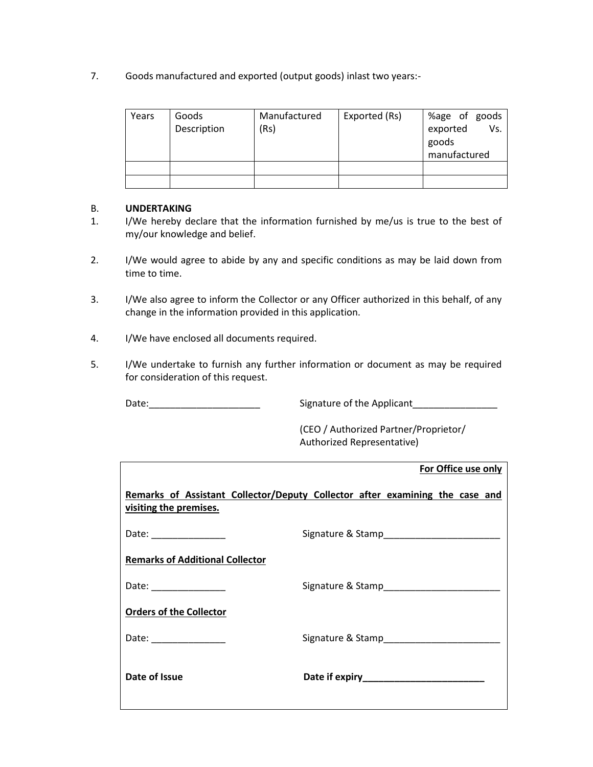7. Goods manufactured and exported (output goods) inlast two years:-

| Years | Goods Description | Manufactured (Rs) | Exported (Rs) | %age of goods exported Vs. goods manufactured |
|---|---|---|---|---|
| | | | | |
| | | | | |

B. **UNDERTAKING**

1. I/We hereby declare that the information furnished by me/us is true to the best of my/our knowledge and belief.

2. I/We would agree to abide by any and specific conditions as may be laid down from time to time.

3. I/We also agree to inform the Collector or any Officer authorized in this behalf, of any change in the information provided in this application.

4. I/We have enclosed all documents required.

5. I/We undertake to furnish any further information or document as may be required for consideration of this request.

Date:_____________________ Signature of the Applicant________________

(CEO / Authorized Partner/Proprietor/ Authorized Representative)

---

**For Office use only**

**Remarks of Assistant Collector/Deputy Collector after examining the case and visiting the premises.**

Date: ______________ Signature & Stamp______________________

**Remarks of Additional Collector**

Date: ______________ Signature & Stamp______________________

**Orders of the Collector**

Date: ______________ Signature & Stamp______________________

**Date of Issue** **Date if expiry________________________**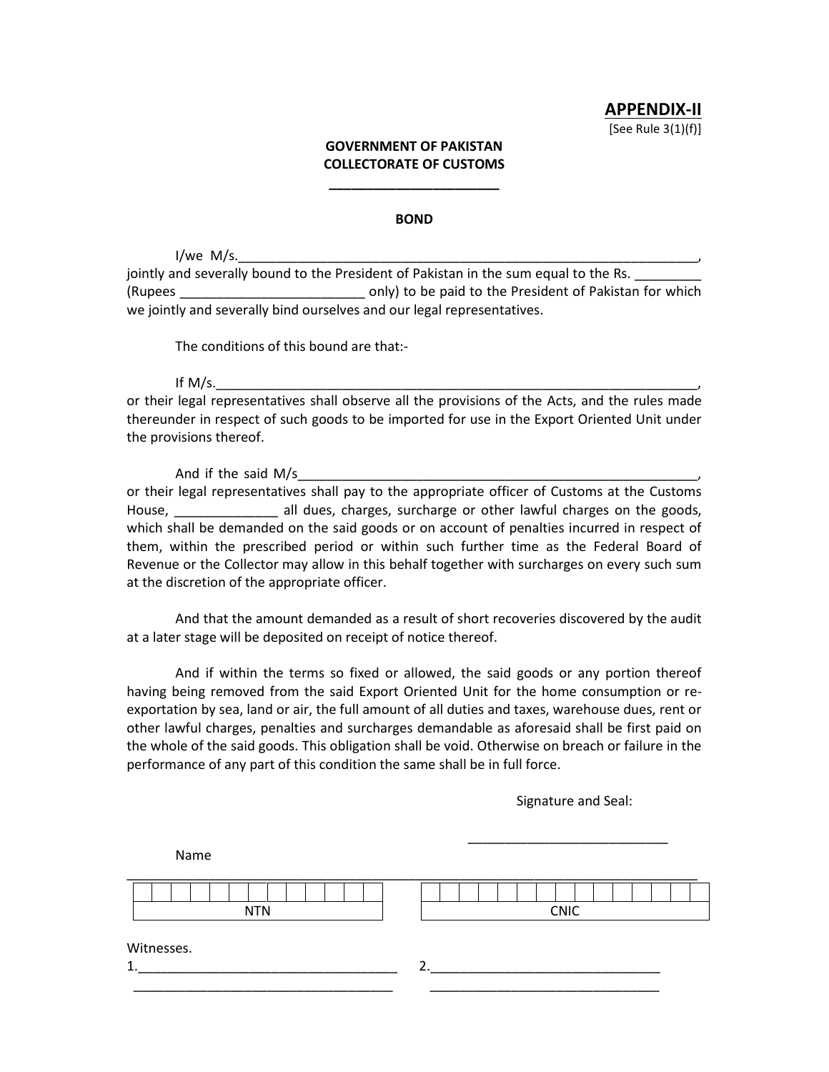**APPENDIX-II**

[See Rule 3(1)(f)]

**GOVERNMENT OF PAKISTAN**
**COLLECTORATE OF CUSTOMS**
**_______________________**

**BOND**

I/we M/s.________________________________________________________________, jointly and severally bound to the President of Pakistan in the sum equal to the Rs. _________ (Rupees _________________________ only) to be paid to the President of Pakistan for which we jointly and severally bind ourselves and our legal representatives.

The conditions of this bound are that:-

If M/s.__________________________________________________________________, or their legal representatives shall observe all the provisions of the Acts, and the rules made thereunder in respect of such goods to be imported for use in the Export Oriented Unit under the provisions thereof.

And if the said M/s________________________________________________________, or their legal representatives shall pay to the appropriate officer of Customs at the Customs House, ______________ all dues, charges, surcharge or other lawful charges on the goods, which shall be demanded on the said goods or on account of penalties incurred in respect of them, within the prescribed period or within such further time as the Federal Board of Revenue or the Collector may allow in this behalf together with surcharges on every such sum at the discretion of the appropriate officer.

And that the amount demanded as a result of short recoveries discovered by the audit at a later stage will be deposited on receipt of notice thereof.

And if within the terms so fixed or allowed, the said goods or any portion thereof having being removed from the said Export Oriented Unit for the home consumption or re-exportation by sea, land or air, the full amount of all duties and taxes, warehouse dues, rent or other lawful charges, penalties and surcharges demandable as aforesaid shall be first paid on the whole of the said goods. This obligation shall be void. Otherwise on breach or failure in the performance of any part of this condition the same shall be in full force.

Signature and Seal:

___________________________

Name

___________________________________________________________________________

| | | | | | | | | | | | | |
|---|---|---|---|---|---|---|---|---|---|---|---|---|
| NTN | | | | | | | | | | | | |

| | | | | | | | | | | | | | | |
|---|---|---|---|---|---|---|---|---|---|---|---|---|---|---|
| CNIC | | | | | | | | | | | | | | |

Witnesses.

1.___________________________________ 2._______________________________

___________________________________ _______________________________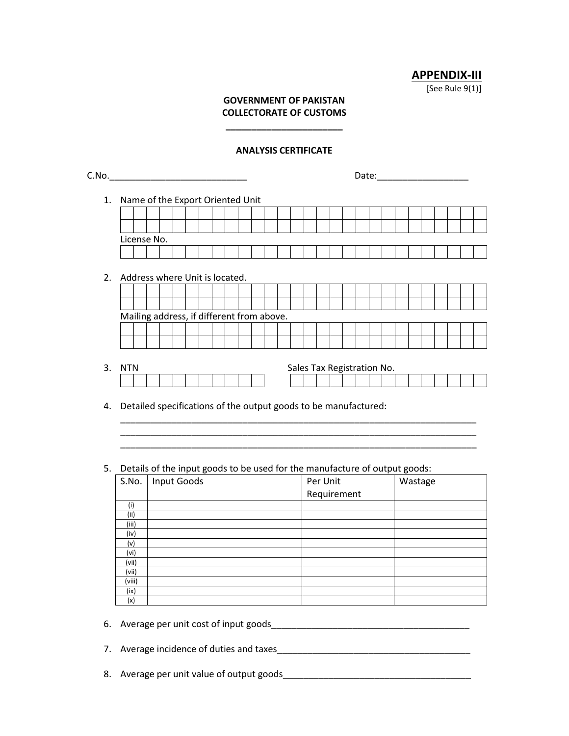**APPENDIX-III**

[See Rule 9(1)]

**GOVERNMENT OF PAKISTAN**
**COLLECTORATE OF CUSTOMS**
**______________________**

**ANALYSIS CERTIFICATE**

C.No.___________________________ Date:__________________

1. Name of the Export Oriented Unit

   License No.

2. Address where Unit is located.

   Mailing address, if different from above.

3. NTN Sales Tax Registration No.

4. Detailed specifications of the output goods to be manufactured:
   ________________________________________________________________________
   ________________________________________________________________________
   ________________________________________________________________________

5. Details of the input goods to be used for the manufacture of output goods:

| S.No. | Input Goods | Per Unit Requirement | Wastage |
|---|---|---|---|
| (i) | | | |
| (ii) | | | |
| (iii) | | | |
| (iv) | | | |
| (v) | | | |
| (vi) | | | |
| (vii) | | | |
| (vii) | | | |
| (viii) | | | |
| (ix) | | | |
| (x) | | | |

6. Average per unit cost of input goods________________________________________

7. Average incidence of duties and taxes_______________________________________

8. Average per unit value of output goods______________________________________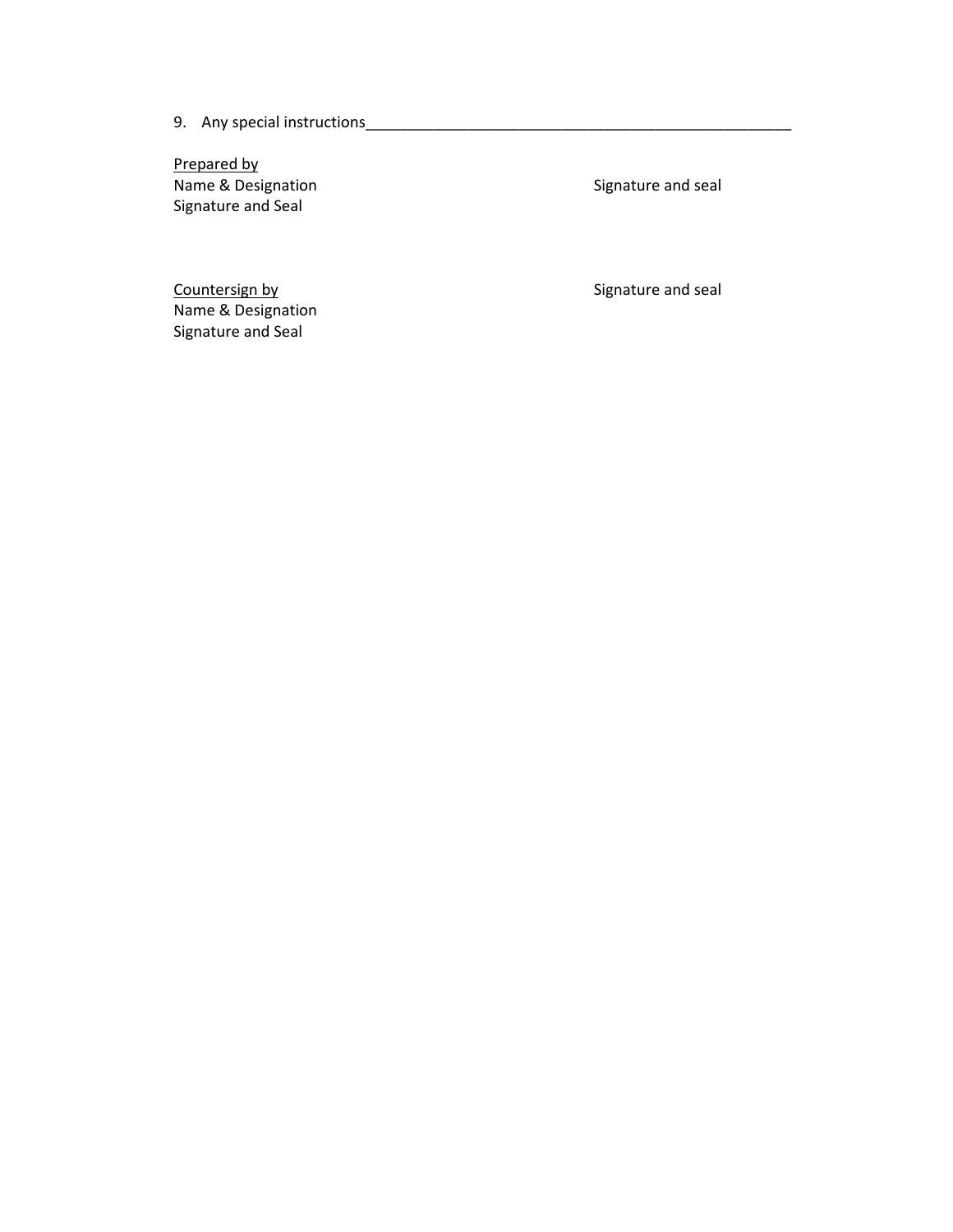9. Any special instructions_____________________________________________________

<u>Prepared by</u>

| | |
|---|---|
| Name & Designation<br>Signature and Seal | Signature and seal |

<u>Countersign by</u>

| | |
|---|---|
| Name & Designation<br>Signature and Seal | Signature and seal |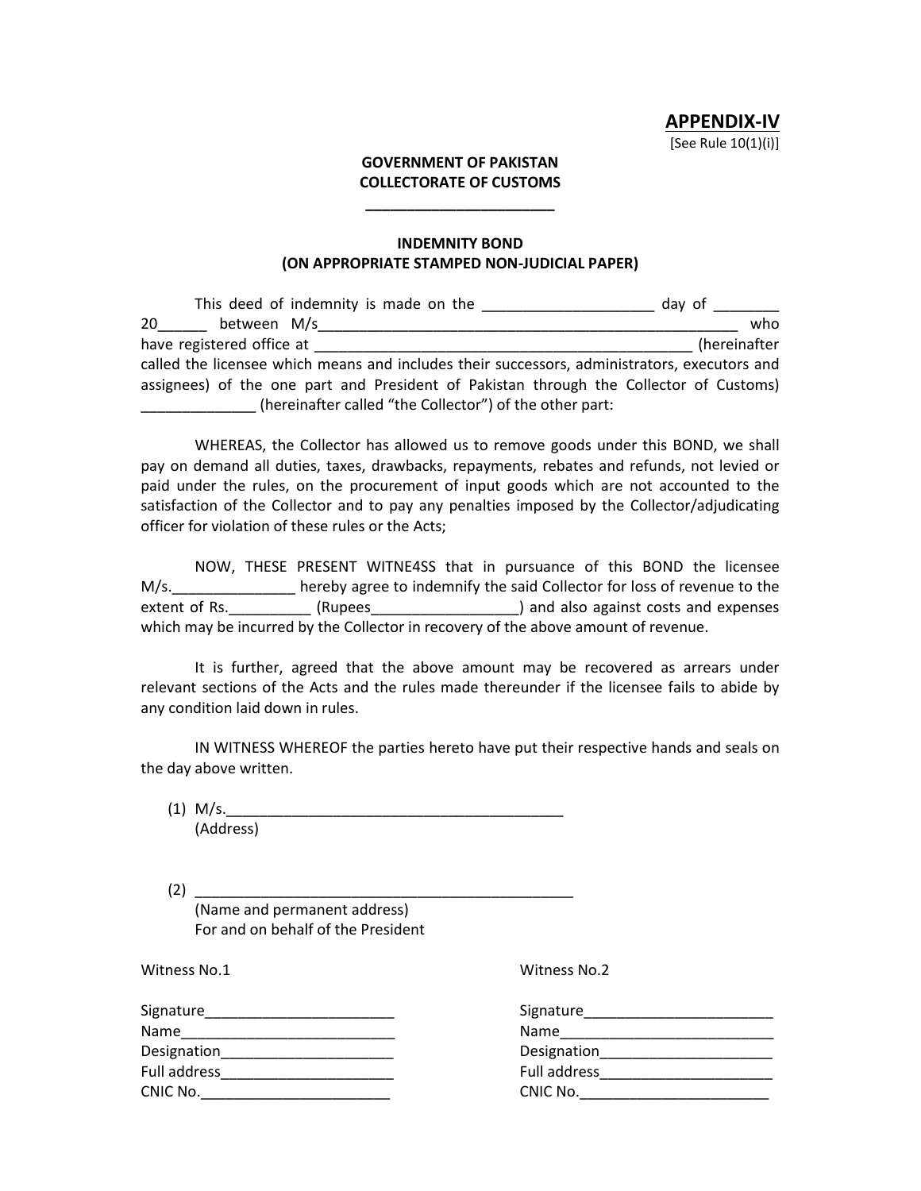**APPENDIX-IV**

[See Rule 10(1)(i)]

**GOVERNMENT OF PAKISTAN**
**COLLECTORATE OF CUSTOMS**
**_______________________**

**INDEMNITY BOND**
**(ON APPROPRIATE STAMPED NON-JUDICIAL PAPER)**

This deed of indemnity is made on the ____________________ day of ________ 20______ between M/s____________________________________________________ who have registered office at _____________________________________________ (hereinafter called the licensee which means and includes their successors, administrators, executors and assignees) of the one part and President of Pakistan through the Collector of Customs) _____________ (hereinafter called "the Collector") of the other part:

WHEREAS, the Collector has allowed us to remove goods under this BOND, we shall pay on demand all duties, taxes, drawbacks, repayments, rebates and refunds, not levied or paid under the rules, on the procurement of input goods which are not accounted to the satisfaction of the Collector and to pay any penalties imposed by the Collector/adjudicating officer for violation of these rules or the Acts;

NOW, THESE PRESENT WITNE4SS that in pursuance of this BOND the licensee M/s._______________ hereby agree to indemnify the said Collector for loss of revenue to the extent of Rs.__________ (Rupees_________________) and also against costs and expenses which may be incurred by the Collector in recovery of the above amount of revenue.

It is further, agreed that the above amount may be recovered as arrears under relevant sections of the Acts and the rules made thereunder if the licensee fails to abide by any condition laid down in rules.

IN WITNESS WHEREOF the parties hereto have put their respective hands and seals on the day above written.

(1) M/s.__________________________________________
(Address)

(2) _______________________________________________
(Name and permanent address)
For and on behalf of the President

Witness No.1

Signature_______________________
Name__________________________
Designation_____________________
Full address_____________________
CNIC No._______________________

Witness No.2

Signature_______________________
Name__________________________
Designation_____________________
Full address_____________________
CNIC No._______________________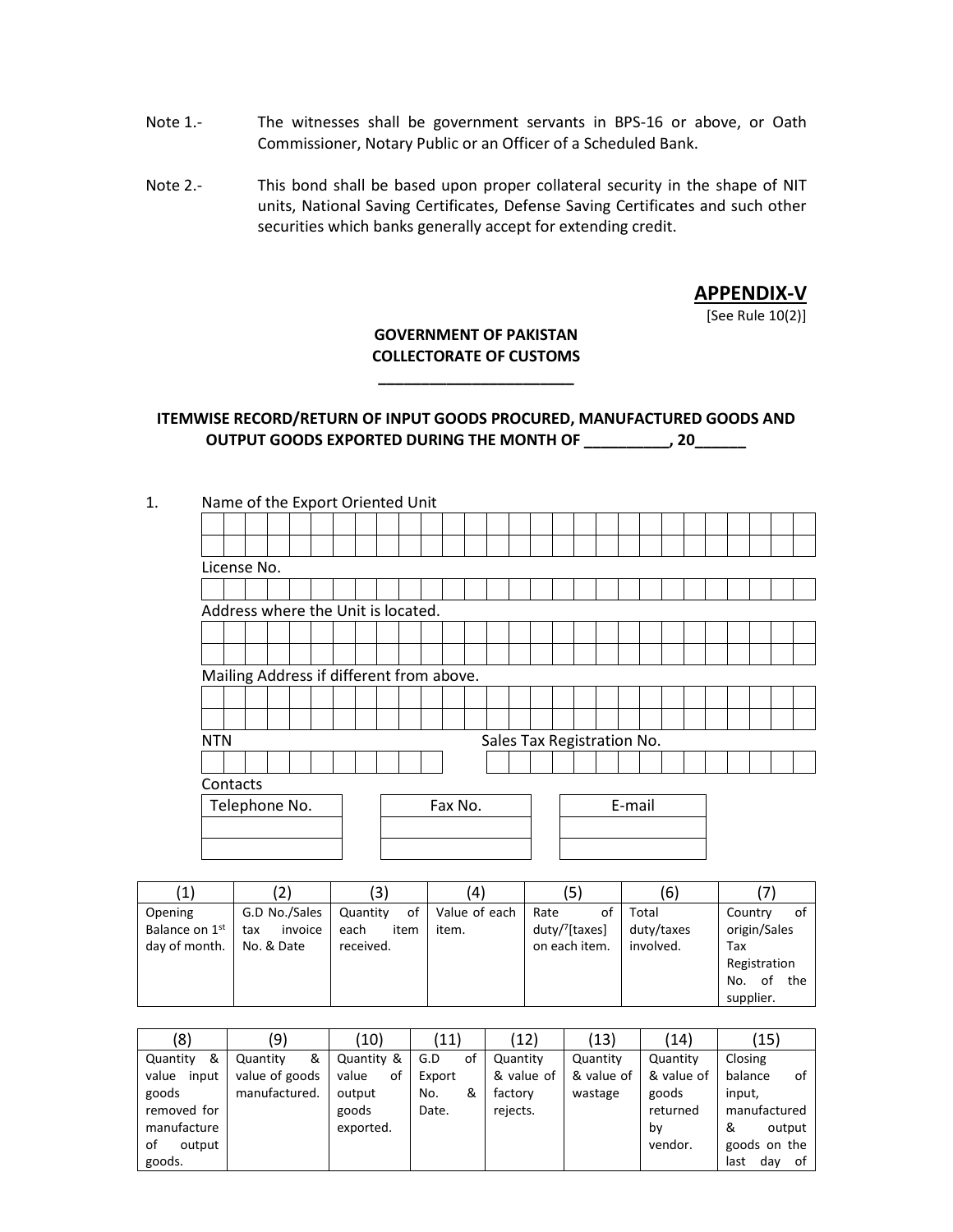Note 1.- The witnesses shall be government servants in BPS-16 or above, or Oath Commissioner, Notary Public or an Officer of a Scheduled Bank.

Note 2.- This bond shall be based upon proper collateral security in the shape of NIT units, National Saving Certificates, Defense Saving Certificates and such other securities which banks generally accept for extending credit.

## APPENDIX-V

[See Rule 10(2)]

**GOVERNMENT OF PAKISTAN**
**COLLECTORATE OF CUSTOMS**
**______________________**

**ITEMWISE RECORD/RETURN OF INPUT GOODS PROCURED, MANUFACTURED GOODS AND OUTPUT GOODS EXPORTED DURING THE MONTH OF __________, 20______**

1. Name of the Export Oriented Unit

License No.

Address where the Unit is located.

Mailing Address if different from above.

NTN

Sales Tax Registration No.

Contacts

| Telephone No. | Fax No. | E-mail |
|---|---|---|
| | | |
| | | |

| (1) | (2) | (3) | (4) | (5) | (6) | (7) |
|---|---|---|---|---|---|---|
| Opening Balance on 1st day of month. | G.D No./Sales tax invoice No. & Date | Quantity of each item received. | Value of each item. | Rate of duty/[7][taxes] on each item. | Total duty/taxes involved. | Country of origin/Sales Tax Registration No. of the supplier. |

| (8) | (9) | (10) | (11) | (12) | (13) | (14) | (15) |
|---|---|---|---|---|---|---|---|
| Quantity & value input goods removed for manufacture of output goods. | Quantity & value of goods manufactured. | Quantity & value of output goods exported. | G.D of Export No. & Date. | Quantity & value of factory rejects. | Quantity & value of wastage | Quantity & value of goods returned by vendor. | Closing balance of input, manufactured & output goods on the last day of |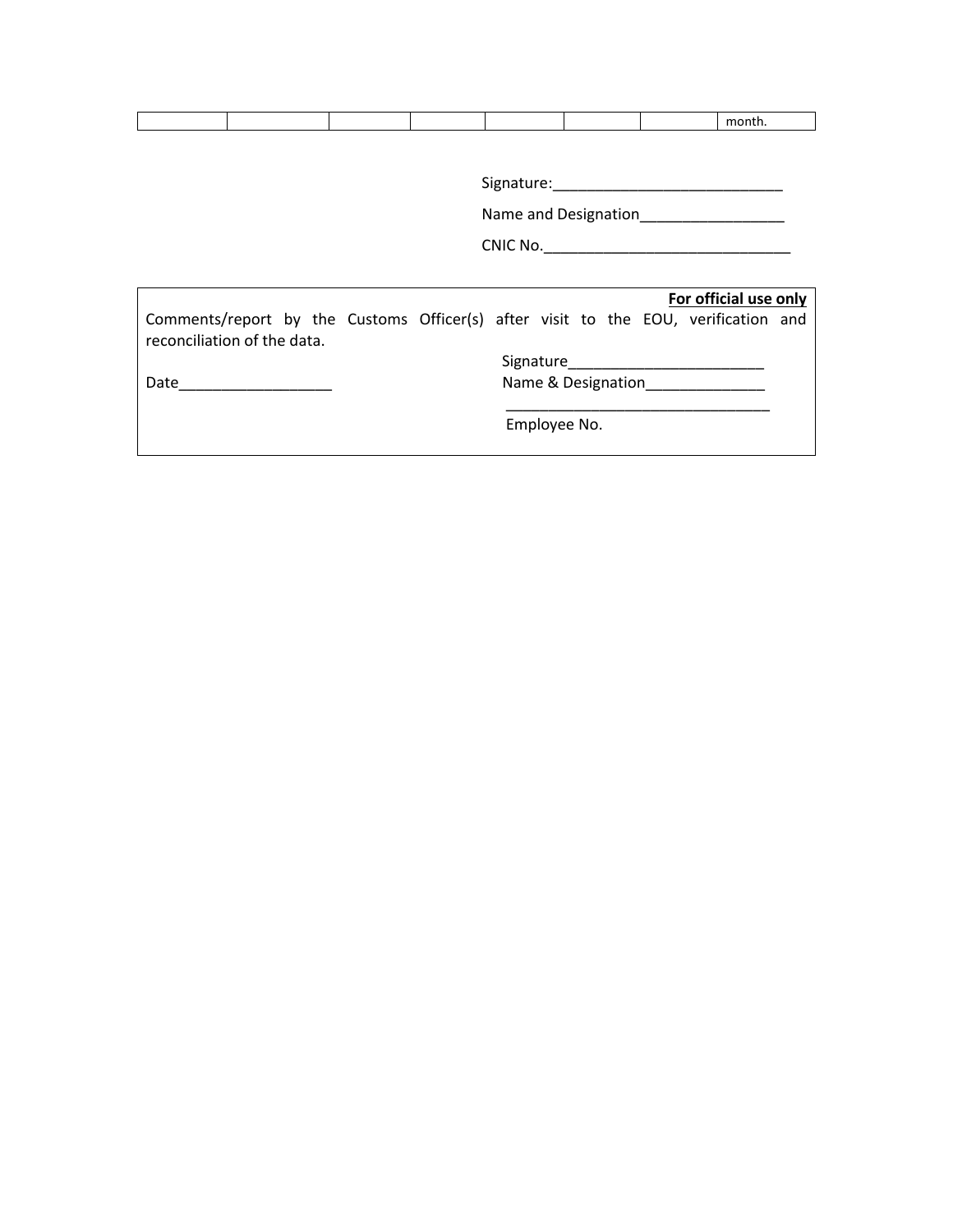| | | | | | | | month. |
|---|---|---|---|---|---|---|---|

Signature:___________________________

Name and Designation_________________

CNIC No._____________________________

---

**For official use only**

Comments/report by the Customs Officer(s) after visit to the EOU, verification and reconciliation of the data.

Signature_______________________

Date__________________ Name & Designation______________

________________________________

Employee No.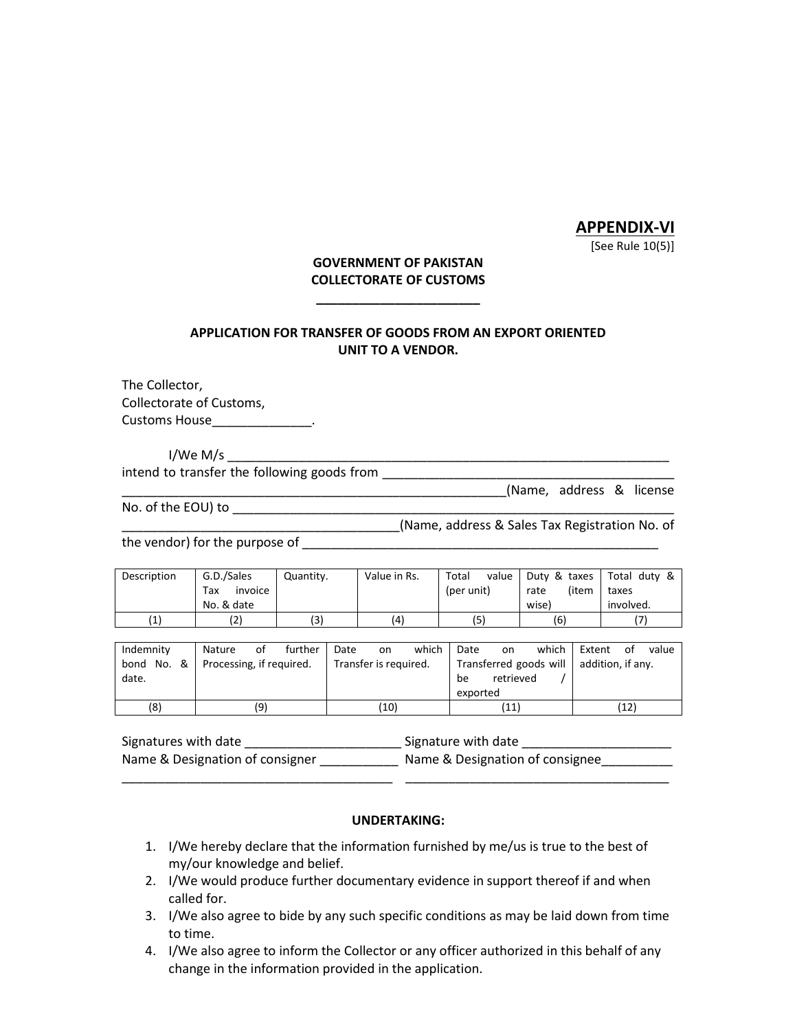**APPENDIX-VI**

[See Rule 10(5)]

**GOVERNMENT OF PAKISTAN**
**COLLECTORATE OF CUSTOMS**
**______________________**

**APPLICATION FOR TRANSFER OF GOODS FROM AN EXPORT ORIENTED UNIT TO A VENDOR.**

The Collector,
Collectorate of Customs,
Customs House______________.

I/We M/s _________________________________________________________________ intend to transfer the following goods from _________________________________________ _______________________________________________________(Name, address & license No. of the EOU) to _______________________________________________________________ ______________________________________(Name, address & Sales Tax Registration No. of the vendor) for the purpose of ____________________________________________________

| Description | G.D./Sales Tax invoice No. & date | Quantity. | Value in Rs. | Total value (per unit) | Duty & taxes rate (item wise) | Total duty & taxes involved. |
|---|---|---|---|---|---|---|
| (1) | (2) | (3) | (4) | (5) | (6) | (7) |

| Indemnity bond No. & date. | Nature of further Processing, if required. | Date on which Transfer is required. | Date on which Transferred goods will be retrieved / exported | Extent of value addition, if any. |
|---|---|---|---|---|
| (8) | (9) | (10) | (11) | (12) |

Signatures with date ______________________ Signature with date _____________________
Name & Designation of consigner ___________ Name & Designation of consignee__________
_____________________________________ _____________________________________

**UNDERTAKING:**

1. I/We hereby declare that the information furnished by me/us is true to the best of my/our knowledge and belief.
2. I/We would produce further documentary evidence in support thereof if and when called for.
3. I/We also agree to bide by any such specific conditions as may be laid down from time to time.
4. I/We also agree to inform the Collector or any officer authorized in this behalf of any change in the information provided in the application.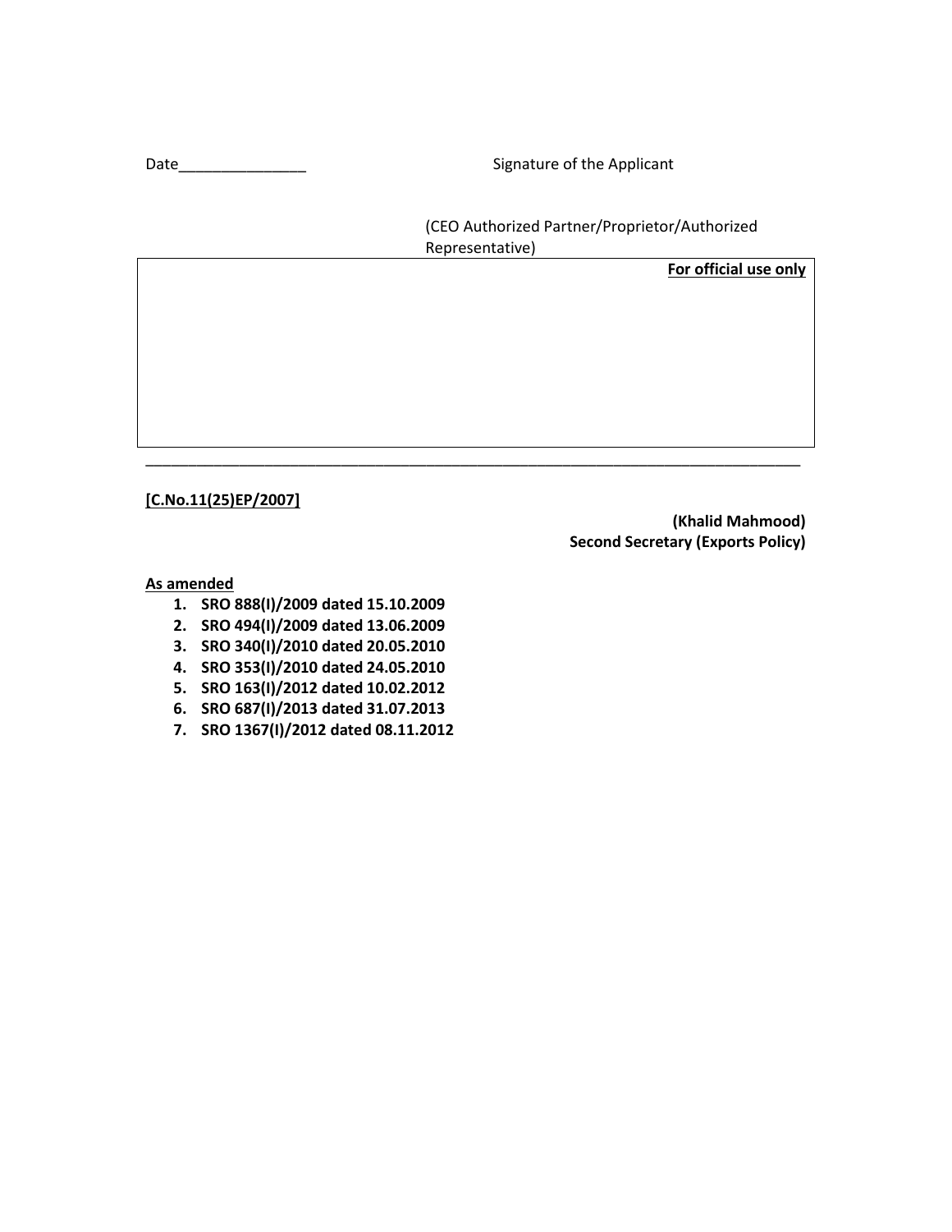Date_______________ Signature of the Applicant

(CEO Authorized Partner/Proprietor/Authorized Representative)

**For official use only**

---

**[C.No.11(25)EP/2007]**

**(Khalid Mahmood)**
**Second Secretary (Exports Policy)**

**As amended**

1. **SRO 888(I)/2009 dated 15.10.2009**
2. **SRO 494(I)/2009 dated 13.06.2009**
3. **SRO 340(I)/2010 dated 20.05.2010**
4. **SRO 353(I)/2010 dated 24.05.2010**
5. **SRO 163(I)/2012 dated 10.02.2012**
6. **SRO 687(I)/2013 dated 31.07.2013**
7. **SRO 1367(I)/2012 dated 08.11.2012**